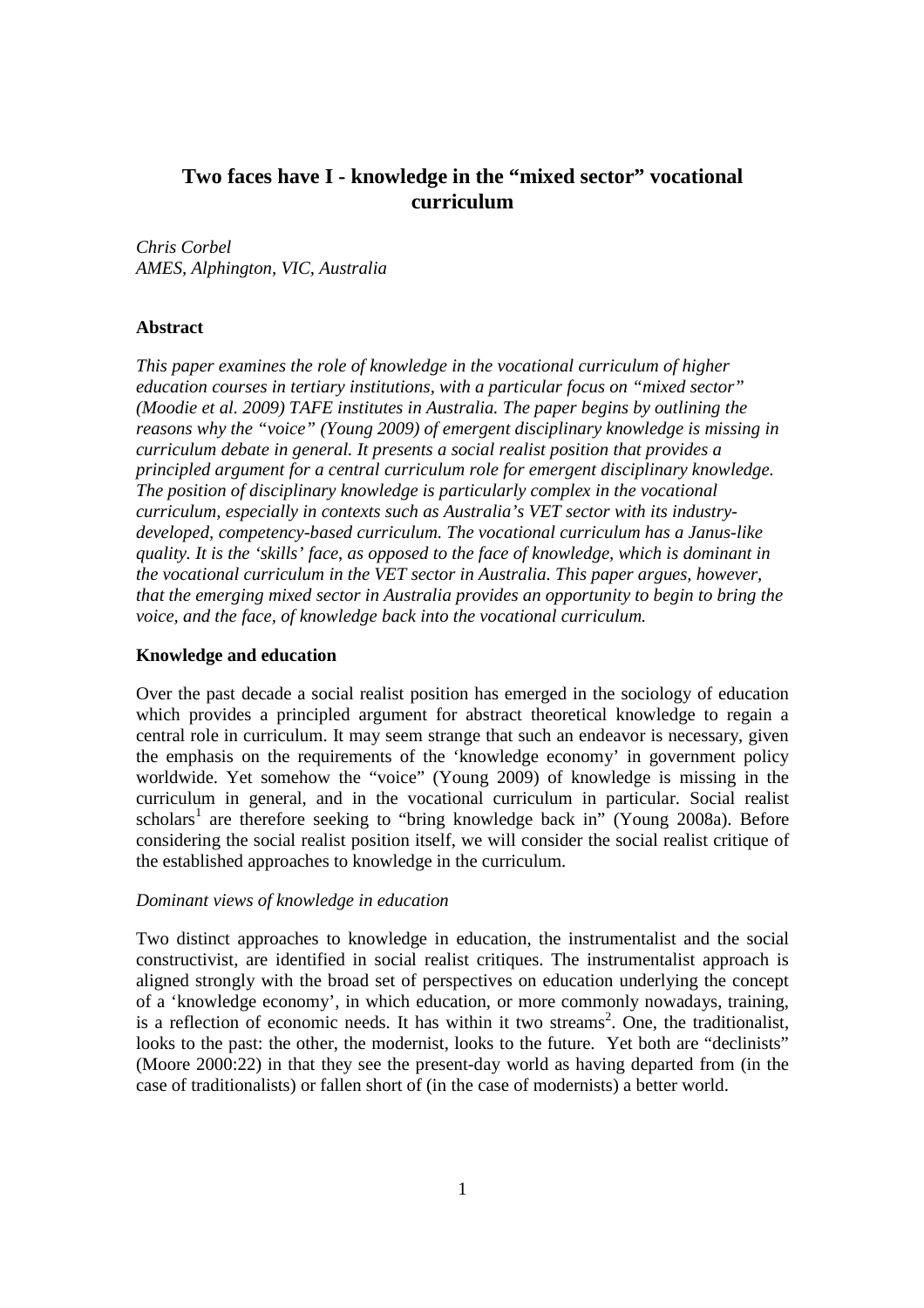# Two faces have I - knowledge in the "mixed sector" vocational curriculum

*Chris Corbel*
*AMES, Alphington, VIC, Australia*

### Abstract

*This paper examines the role of knowledge in the vocational curriculum of higher education courses in tertiary institutions, with a particular focus on "mixed sector" (Moodie et al. 2009) TAFE institutes in Australia. The paper begins by outlining the reasons why the "voice" (Young 2009) of emergent disciplinary knowledge is missing in curriculum debate in general. It presents a social realist position that provides a principled argument for a central curriculum role for emergent disciplinary knowledge. The position of disciplinary knowledge is particularly complex in the vocational curriculum, especially in contexts such as Australia's VET sector with its industry-developed, competency-based curriculum. The vocational curriculum has a Janus-like quality. It is the 'skills' face, as opposed to the face of knowledge, which is dominant in the vocational curriculum in the VET sector in Australia. This paper argues, however, that the emerging mixed sector in Australia provides an opportunity to begin to bring the voice, and the face, of knowledge back into the vocational curriculum.*

### Knowledge and education

Over the past decade a social realist position has emerged in the sociology of education which provides a principled argument for abstract theoretical knowledge to regain a central role in curriculum. It may seem strange that such an endeavor is necessary, given the emphasis on the requirements of the 'knowledge economy' in government policy worldwide. Yet somehow the "voice" (Young 2009) of knowledge is missing in the curriculum in general, and in the vocational curriculum in particular. Social realist scholars[1] are therefore seeking to "bring knowledge back in" (Young 2008a). Before considering the social realist position itself, we will consider the social realist critique of the established approaches to knowledge in the curriculum.

*Dominant views of knowledge in education*

Two distinct approaches to knowledge in education, the instrumentalist and the social constructivist, are identified in social realist critiques. The instrumentalist approach is aligned strongly with the broad set of perspectives on education underlying the concept of a 'knowledge economy', in which education, or more commonly nowadays, training, is a reflection of economic needs. It has within it two streams[2]. One, the traditionalist, looks to the past: the other, the modernist, looks to the future. Yet both are "declinists" (Moore 2000:22) in that they see the present-day world as having departed from (in the case of traditionalists) or fallen short of (in the case of modernists) a better world.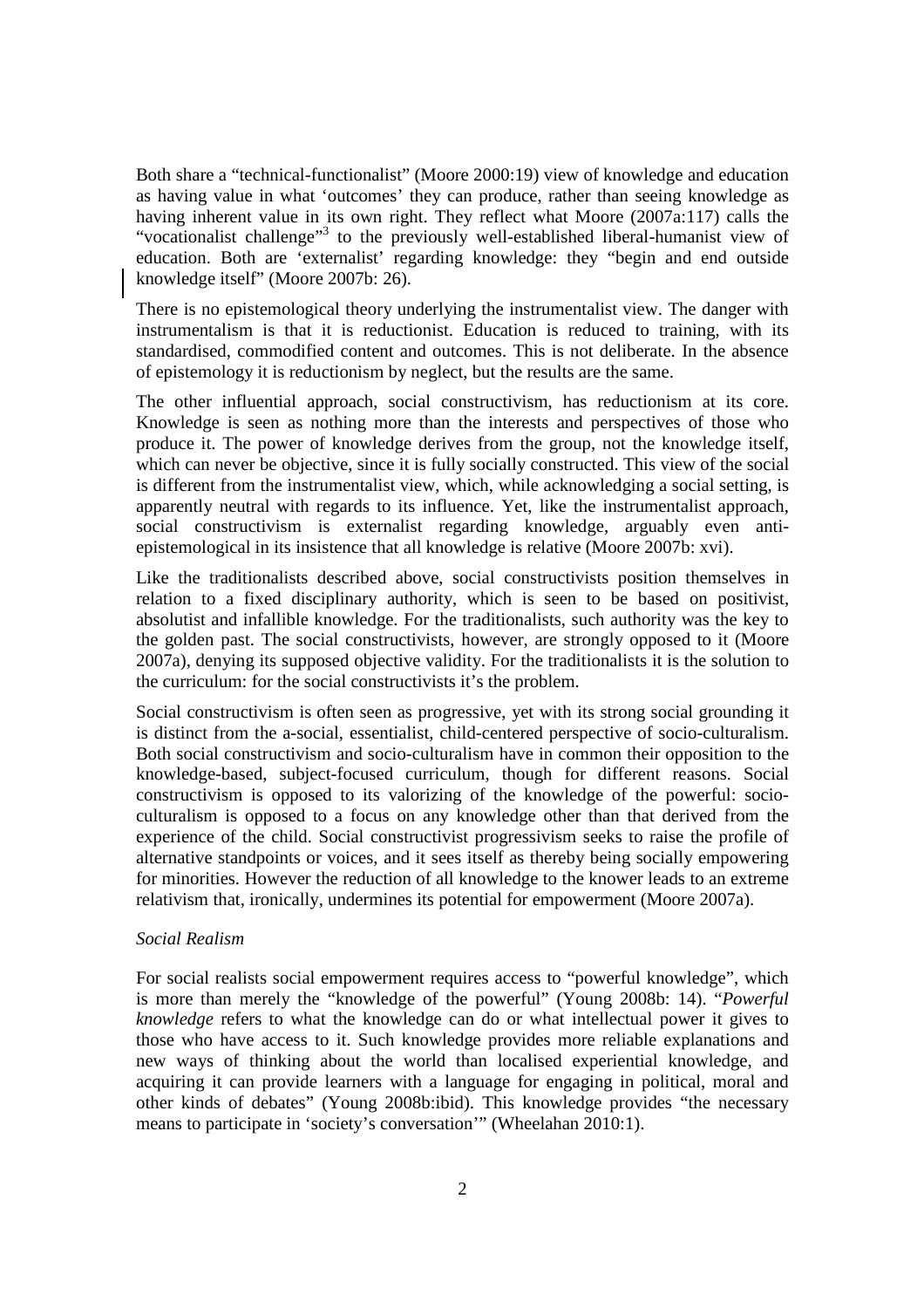Both share a "technical-functionalist" (Moore 2000:19) view of knowledge and education as having value in what 'outcomes' they can produce, rather than seeing knowledge as having inherent value in its own right. They reflect what Moore (2007a:117) calls the "vocationalist challenge"[3] to the previously well-established liberal-humanist view of education. Both are 'externalist' regarding knowledge: they "begin and end outside knowledge itself" (Moore 2007b: 26).

There is no epistemological theory underlying the instrumentalist view. The danger with instrumentalism is that it is reductionist. Education is reduced to training, with its standardised, commodified content and outcomes. This is not deliberate. In the absence of epistemology it is reductionism by neglect, but the results are the same.

The other influential approach, social constructivism, has reductionism at its core. Knowledge is seen as nothing more than the interests and perspectives of those who produce it. The power of knowledge derives from the group, not the knowledge itself, which can never be objective, since it is fully socially constructed. This view of the social is different from the instrumentalist view, which, while acknowledging a social setting, is apparently neutral with regards to its influence. Yet, like the instrumentalist approach, social constructivism is externalist regarding knowledge, arguably even anti-epistemological in its insistence that all knowledge is relative (Moore 2007b: xvi).

Like the traditionalists described above, social constructivists position themselves in relation to a fixed disciplinary authority, which is seen to be based on positivist, absolutist and infallible knowledge. For the traditionalists, such authority was the key to the golden past. The social constructivists, however, are strongly opposed to it (Moore 2007a), denying its supposed objective validity. For the traditionalists it is the solution to the curriculum: for the social constructivists it's the problem.

Social constructivism is often seen as progressive, yet with its strong social grounding it is distinct from the a-social, essentialist, child-centered perspective of socio-culturalism. Both social constructivism and socio-culturalism have in common their opposition to the knowledge-based, subject-focused curriculum, though for different reasons. Social constructivism is opposed to its valorizing of the knowledge of the powerful: socio-culturalism is opposed to a focus on any knowledge other than that derived from the experience of the child. Social constructivist progressivism seeks to raise the profile of alternative standpoints or voices, and it sees itself as thereby being socially empowering for minorities. However the reduction of all knowledge to the knower leads to an extreme relativism that, ironically, undermines its potential for empowerment (Moore 2007a).

*Social Realism*

For social realists social empowerment requires access to "powerful knowledge", which is more than merely the "knowledge of the powerful" (Young 2008b: 14). "*Powerful knowledge* refers to what the knowledge can do or what intellectual power it gives to those who have access to it. Such knowledge provides more reliable explanations and new ways of thinking about the world than localised experiential knowledge, and acquiring it can provide learners with a language for engaging in political, moral and other kinds of debates" (Young 2008b:ibid). This knowledge provides "the necessary means to participate in 'society's conversation'" (Wheelahan 2010:1).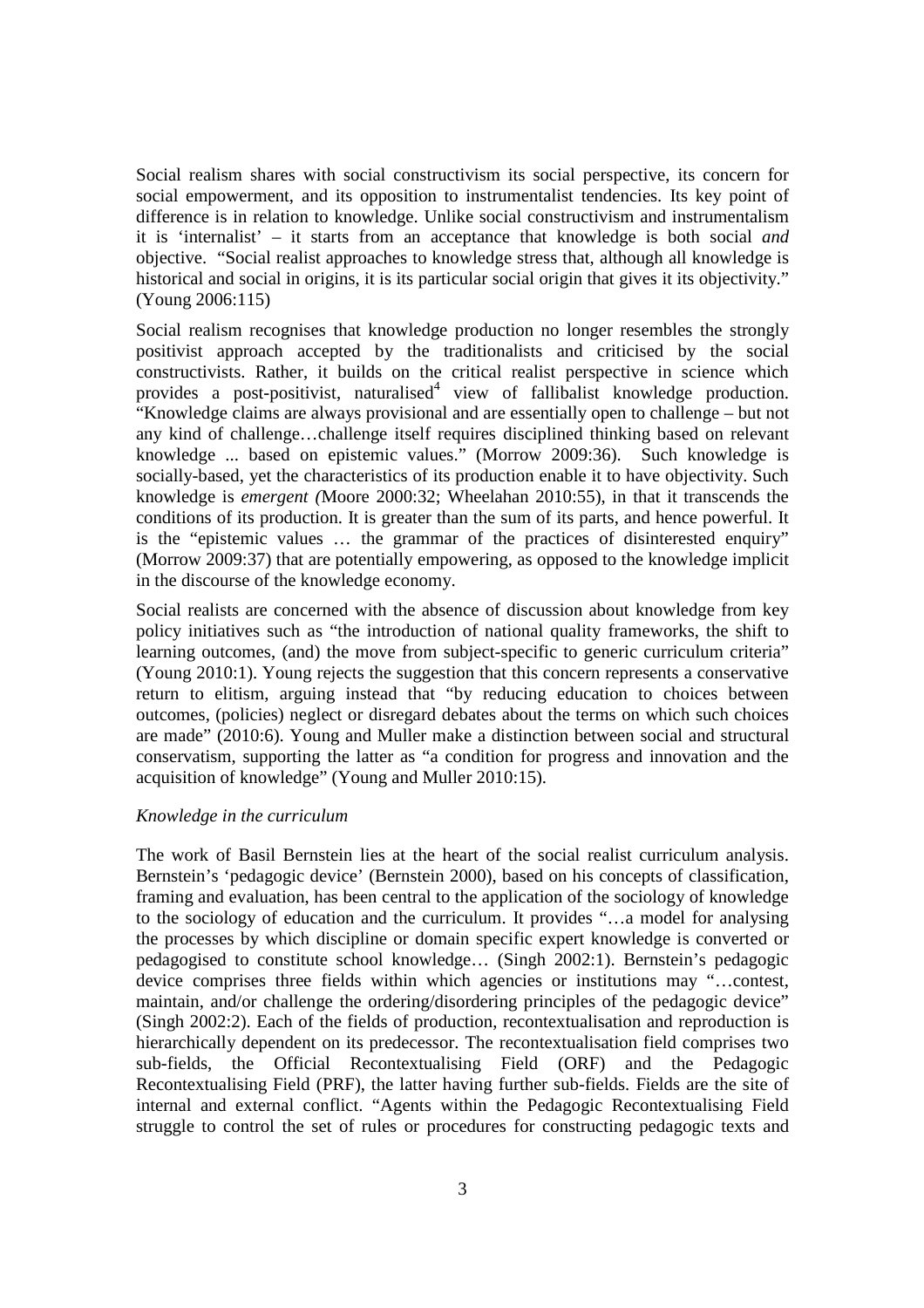Social realism shares with social constructivism its social perspective, its concern for social empowerment, and its opposition to instrumentalist tendencies. Its key point of difference is in relation to knowledge. Unlike social constructivism and instrumentalism it is 'internalist' – it starts from an acceptance that knowledge is both social *and* objective. "Social realist approaches to knowledge stress that, although all knowledge is historical and social in origins, it is its particular social origin that gives it its objectivity." (Young 2006:115)

Social realism recognises that knowledge production no longer resembles the strongly positivist approach accepted by the traditionalists and criticised by the social constructivists. Rather, it builds on the critical realist perspective in science which provides a post-positivist, naturalised[4] view of fallibalist knowledge production. "Knowledge claims are always provisional and are essentially open to challenge – but not any kind of challenge…challenge itself requires disciplined thinking based on relevant knowledge ... based on epistemic values." (Morrow 2009:36). Such knowledge is socially-based, yet the characteristics of its production enable it to have objectivity. Such knowledge is *emergent (*Moore 2000:32; Wheelahan 2010:55), in that it transcends the conditions of its production. It is greater than the sum of its parts, and hence powerful. It is the "epistemic values … the grammar of the practices of disinterested enquiry" (Morrow 2009:37) that are potentially empowering, as opposed to the knowledge implicit in the discourse of the knowledge economy.

Social realists are concerned with the absence of discussion about knowledge from key policy initiatives such as "the introduction of national quality frameworks, the shift to learning outcomes, (and) the move from subject-specific to generic curriculum criteria" (Young 2010:1). Young rejects the suggestion that this concern represents a conservative return to elitism, arguing instead that "by reducing education to choices between outcomes, (policies) neglect or disregard debates about the terms on which such choices are made" (2010:6). Young and Muller make a distinction between social and structural conservatism, supporting the latter as "a condition for progress and innovation and the acquisition of knowledge" (Young and Muller 2010:15).

*Knowledge in the curriculum*

The work of Basil Bernstein lies at the heart of the social realist curriculum analysis. Bernstein's 'pedagogic device' (Bernstein 2000), based on his concepts of classification, framing and evaluation, has been central to the application of the sociology of knowledge to the sociology of education and the curriculum. It provides "…a model for analysing the processes by which discipline or domain specific expert knowledge is converted or pedagogised to constitute school knowledge… (Singh 2002:1). Bernstein's pedagogic device comprises three fields within which agencies or institutions may "…contest, maintain, and/or challenge the ordering/disordering principles of the pedagogic device" (Singh 2002:2). Each of the fields of production, recontextualisation and reproduction is hierarchically dependent on its predecessor. The recontextualisation field comprises two sub-fields, the Official Recontextualising Field (ORF) and the Pedagogic Recontextualising Field (PRF), the latter having further sub-fields. Fields are the site of internal and external conflict. "Agents within the Pedagogic Recontextualising Field struggle to control the set of rules or procedures for constructing pedagogic texts and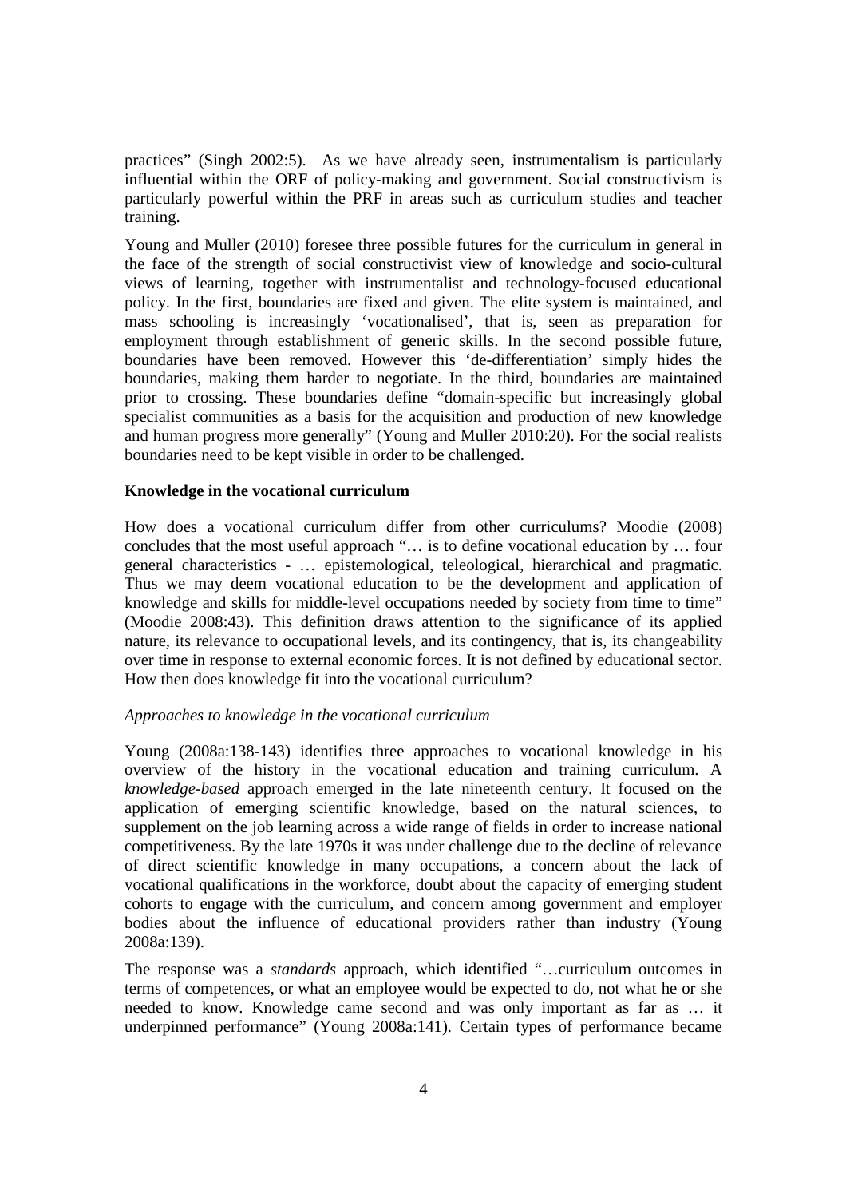practices" (Singh 2002:5). As we have already seen, instrumentalism is particularly influential within the ORF of policy-making and government. Social constructivism is particularly powerful within the PRF in areas such as curriculum studies and teacher training.

Young and Muller (2010) foresee three possible futures for the curriculum in general in the face of the strength of social constructivist view of knowledge and socio-cultural views of learning, together with instrumentalist and technology-focused educational policy. In the first, boundaries are fixed and given. The elite system is maintained, and mass schooling is increasingly 'vocationalised', that is, seen as preparation for employment through establishment of generic skills. In the second possible future, boundaries have been removed. However this 'de-differentiation' simply hides the boundaries, making them harder to negotiate. In the third, boundaries are maintained prior to crossing. These boundaries define "domain-specific but increasingly global specialist communities as a basis for the acquisition and production of new knowledge and human progress more generally" (Young and Muller 2010:20). For the social realists boundaries need to be kept visible in order to be challenged.

**Knowledge in the vocational curriculum**

How does a vocational curriculum differ from other curriculums? Moodie (2008) concludes that the most useful approach "… is to define vocational education by … four general characteristics - … epistemological, teleological, hierarchical and pragmatic. Thus we may deem vocational education to be the development and application of knowledge and skills for middle-level occupations needed by society from time to time" (Moodie 2008:43). This definition draws attention to the significance of its applied nature, its relevance to occupational levels, and its contingency, that is, its changeability over time in response to external economic forces. It is not defined by educational sector. How then does knowledge fit into the vocational curriculum?

*Approaches to knowledge in the vocational curriculum*

Young (2008a:138-143) identifies three approaches to vocational knowledge in his overview of the history in the vocational education and training curriculum. A *knowledge-based* approach emerged in the late nineteenth century. It focused on the application of emerging scientific knowledge, based on the natural sciences, to supplement on the job learning across a wide range of fields in order to increase national competitiveness. By the late 1970s it was under challenge due to the decline of relevance of direct scientific knowledge in many occupations, a concern about the lack of vocational qualifications in the workforce, doubt about the capacity of emerging student cohorts to engage with the curriculum, and concern among government and employer bodies about the influence of educational providers rather than industry (Young 2008a:139).

The response was a *standards* approach, which identified "…curriculum outcomes in terms of competences, or what an employee would be expected to do, not what he or she needed to know. Knowledge came second and was only important as far as … it underpinned performance" (Young 2008a:141). Certain types of performance became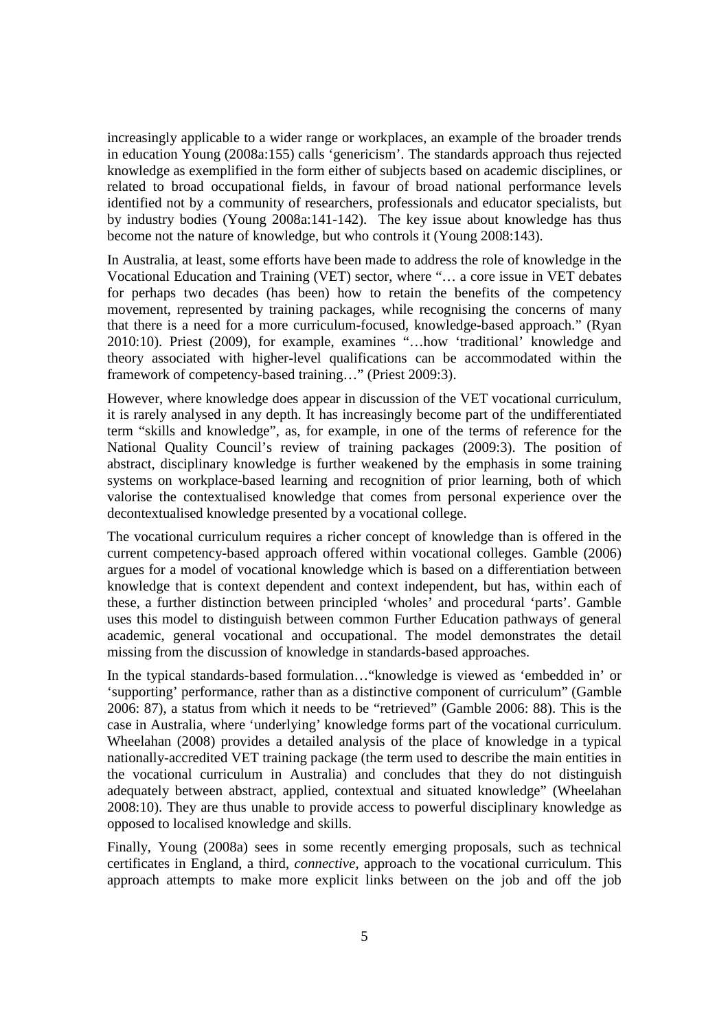increasingly applicable to a wider range or workplaces, an example of the broader trends in education Young (2008a:155) calls 'genericism'. The standards approach thus rejected knowledge as exemplified in the form either of subjects based on academic disciplines, or related to broad occupational fields, in favour of broad national performance levels identified not by a community of researchers, professionals and educator specialists, but by industry bodies (Young 2008a:141-142). The key issue about knowledge has thus become not the nature of knowledge, but who controls it (Young 2008:143).

In Australia, at least, some efforts have been made to address the role of knowledge in the Vocational Education and Training (VET) sector, where "… a core issue in VET debates for perhaps two decades (has been) how to retain the benefits of the competency movement, represented by training packages, while recognising the concerns of many that there is a need for a more curriculum-focused, knowledge-based approach." (Ryan 2010:10). Priest (2009), for example, examines "…how 'traditional' knowledge and theory associated with higher-level qualifications can be accommodated within the framework of competency-based training…" (Priest 2009:3).

However, where knowledge does appear in discussion of the VET vocational curriculum, it is rarely analysed in any depth. It has increasingly become part of the undifferentiated term "skills and knowledge", as, for example, in one of the terms of reference for the National Quality Council's review of training packages (2009:3). The position of abstract, disciplinary knowledge is further weakened by the emphasis in some training systems on workplace-based learning and recognition of prior learning, both of which valorise the contextualised knowledge that comes from personal experience over the decontextualised knowledge presented by a vocational college.

The vocational curriculum requires a richer concept of knowledge than is offered in the current competency-based approach offered within vocational colleges. Gamble (2006) argues for a model of vocational knowledge which is based on a differentiation between knowledge that is context dependent and context independent, but has, within each of these, a further distinction between principled 'wholes' and procedural 'parts'. Gamble uses this model to distinguish between common Further Education pathways of general academic, general vocational and occupational. The model demonstrates the detail missing from the discussion of knowledge in standards-based approaches.

In the typical standards-based formulation…"knowledge is viewed as 'embedded in' or 'supporting' performance, rather than as a distinctive component of curriculum" (Gamble 2006: 87), a status from which it needs to be "retrieved" (Gamble 2006: 88). This is the case in Australia, where 'underlying' knowledge forms part of the vocational curriculum. Wheelahan (2008) provides a detailed analysis of the place of knowledge in a typical nationally-accredited VET training package (the term used to describe the main entities in the vocational curriculum in Australia) and concludes that they do not distinguish adequately between abstract, applied, contextual and situated knowledge" (Wheelahan 2008:10). They are thus unable to provide access to powerful disciplinary knowledge as opposed to localised knowledge and skills.

Finally, Young (2008a) sees in some recently emerging proposals, such as technical certificates in England, a third, *connective*, approach to the vocational curriculum. This approach attempts to make more explicit links between on the job and off the job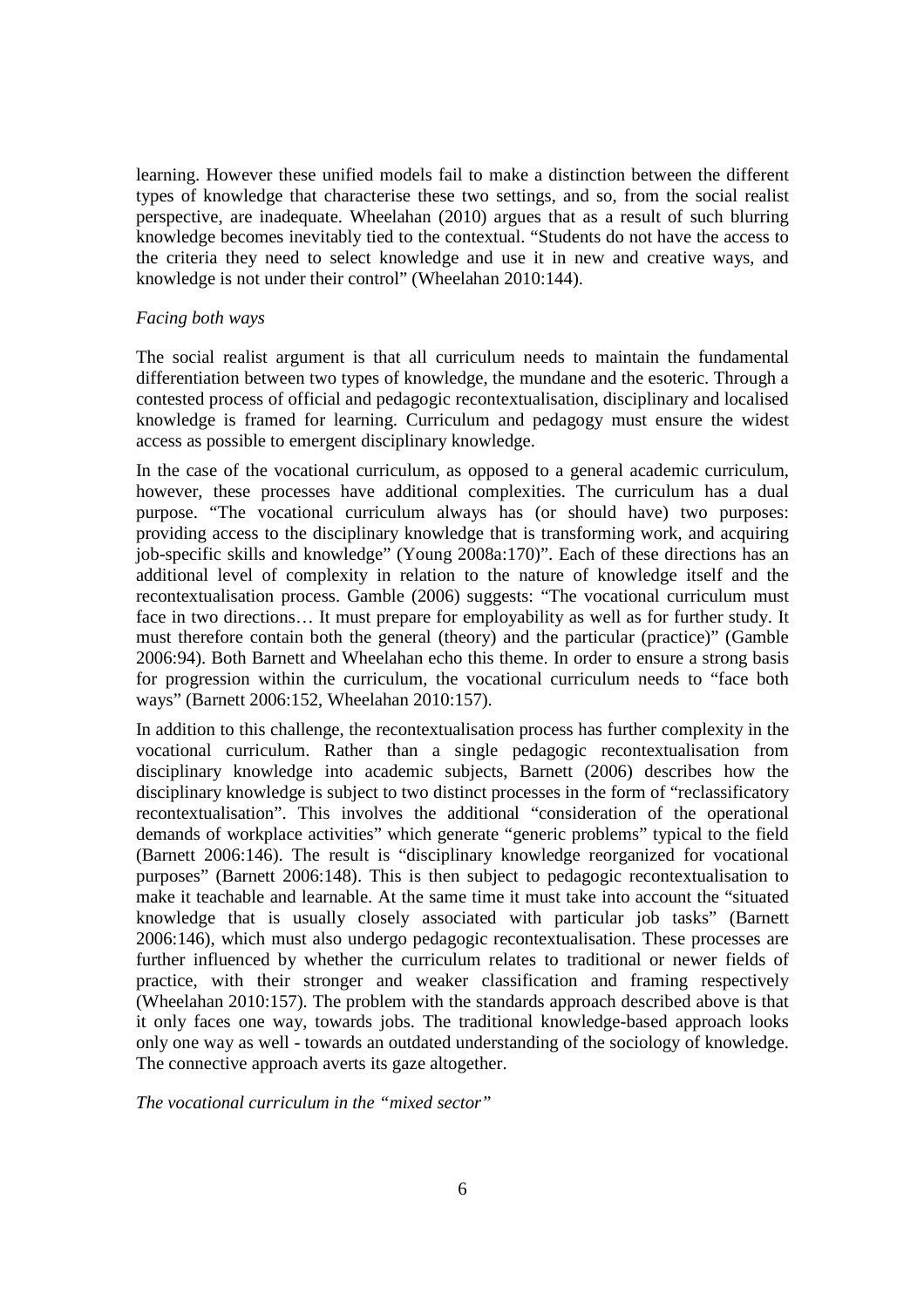learning. However these unified models fail to make a distinction between the different types of knowledge that characterise these two settings, and so, from the social realist perspective, are inadequate. Wheelahan (2010) argues that as a result of such blurring knowledge becomes inevitably tied to the contextual. "Students do not have the access to the criteria they need to select knowledge and use it in new and creative ways, and knowledge is not under their control" (Wheelahan 2010:144).

*Facing both ways*

The social realist argument is that all curriculum needs to maintain the fundamental differentiation between two types of knowledge, the mundane and the esoteric. Through a contested process of official and pedagogic recontextualisation, disciplinary and localised knowledge is framed for learning. Curriculum and pedagogy must ensure the widest access as possible to emergent disciplinary knowledge.

In the case of the vocational curriculum, as opposed to a general academic curriculum, however, these processes have additional complexities. The curriculum has a dual purpose. "The vocational curriculum always has (or should have) two purposes: providing access to the disciplinary knowledge that is transforming work, and acquiring job-specific skills and knowledge" (Young 2008a:170)". Each of these directions has an additional level of complexity in relation to the nature of knowledge itself and the recontextualisation process. Gamble (2006) suggests: "The vocational curriculum must face in two directions… It must prepare for employability as well as for further study. It must therefore contain both the general (theory) and the particular (practice)" (Gamble 2006:94). Both Barnett and Wheelahan echo this theme. In order to ensure a strong basis for progression within the curriculum, the vocational curriculum needs to "face both ways" (Barnett 2006:152, Wheelahan 2010:157).

In addition to this challenge, the recontextualisation process has further complexity in the vocational curriculum. Rather than a single pedagogic recontextualisation from disciplinary knowledge into academic subjects, Barnett (2006) describes how the disciplinary knowledge is subject to two distinct processes in the form of "reclassificatory recontextualisation". This involves the additional "consideration of the operational demands of workplace activities" which generate "generic problems" typical to the field (Barnett 2006:146). The result is "disciplinary knowledge reorganized for vocational purposes" (Barnett 2006:148). This is then subject to pedagogic recontextualisation to make it teachable and learnable. At the same time it must take into account the "situated knowledge that is usually closely associated with particular job tasks" (Barnett 2006:146), which must also undergo pedagogic recontextualisation. These processes are further influenced by whether the curriculum relates to traditional or newer fields of practice, with their stronger and weaker classification and framing respectively (Wheelahan 2010:157). The problem with the standards approach described above is that it only faces one way, towards jobs. The traditional knowledge-based approach looks only one way as well - towards an outdated understanding of the sociology of knowledge. The connective approach averts its gaze altogether.

*The vocational curriculum in the "mixed sector"*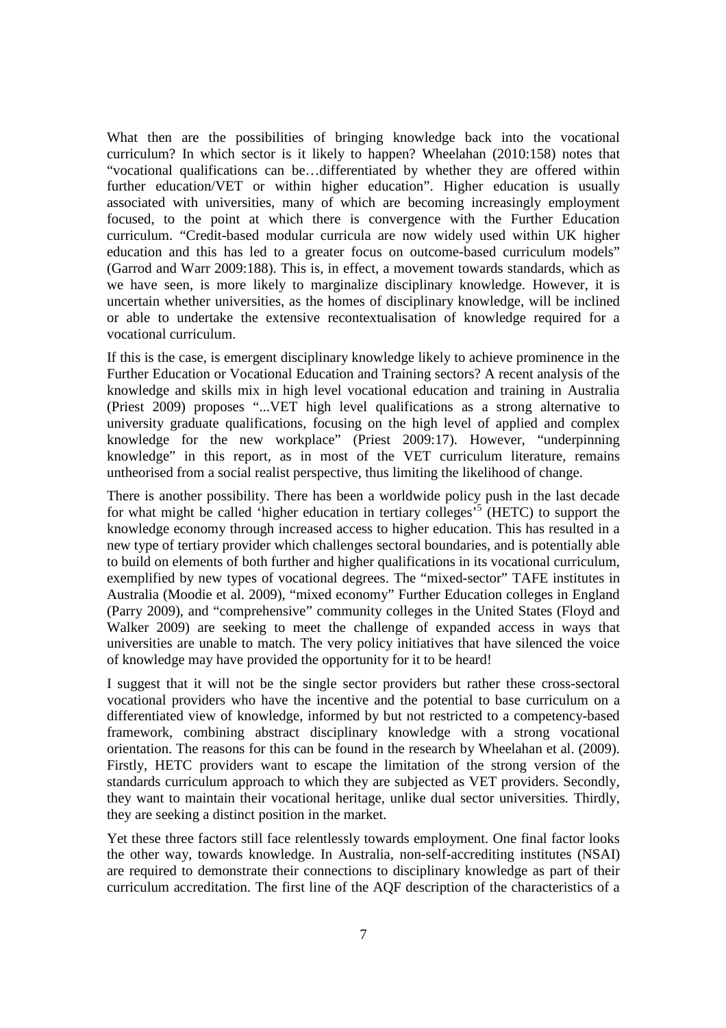What then are the possibilities of bringing knowledge back into the vocational curriculum? In which sector is it likely to happen? Wheelahan (2010:158) notes that "vocational qualifications can be…differentiated by whether they are offered within further education/VET or within higher education". Higher education is usually associated with universities, many of which are becoming increasingly employment focused, to the point at which there is convergence with the Further Education curriculum. "Credit-based modular curricula are now widely used within UK higher education and this has led to a greater focus on outcome-based curriculum models" (Garrod and Warr 2009:188). This is, in effect, a movement towards standards, which as we have seen, is more likely to marginalize disciplinary knowledge. However, it is uncertain whether universities, as the homes of disciplinary knowledge, will be inclined or able to undertake the extensive recontextualisation of knowledge required for a vocational curriculum.

If this is the case, is emergent disciplinary knowledge likely to achieve prominence in the Further Education or Vocational Education and Training sectors? A recent analysis of the knowledge and skills mix in high level vocational education and training in Australia (Priest 2009) proposes "...VET high level qualifications as a strong alternative to university graduate qualifications, focusing on the high level of applied and complex knowledge for the new workplace" (Priest 2009:17). However, "underpinning knowledge" in this report, as in most of the VET curriculum literature, remains untheorised from a social realist perspective, thus limiting the likelihood of change.

There is another possibility. There has been a worldwide policy push in the last decade for what might be called 'higher education in tertiary colleges'[5] (HETC) to support the knowledge economy through increased access to higher education. This has resulted in a new type of tertiary provider which challenges sectoral boundaries, and is potentially able to build on elements of both further and higher qualifications in its vocational curriculum, exemplified by new types of vocational degrees. The "mixed-sector" TAFE institutes in Australia (Moodie et al. 2009), "mixed economy" Further Education colleges in England (Parry 2009), and "comprehensive" community colleges in the United States (Floyd and Walker 2009) are seeking to meet the challenge of expanded access in ways that universities are unable to match. The very policy initiatives that have silenced the voice of knowledge may have provided the opportunity for it to be heard!

I suggest that it will not be the single sector providers but rather these cross-sectoral vocational providers who have the incentive and the potential to base curriculum on a differentiated view of knowledge, informed by but not restricted to a competency-based framework, combining abstract disciplinary knowledge with a strong vocational orientation. The reasons for this can be found in the research by Wheelahan et al. (2009). Firstly, HETC providers want to escape the limitation of the strong version of the standards curriculum approach to which they are subjected as VET providers. Secondly, they want to maintain their vocational heritage, unlike dual sector universities. Thirdly, they are seeking a distinct position in the market.

Yet these three factors still face relentlessly towards employment. One final factor looks the other way, towards knowledge. In Australia, non-self-accrediting institutes (NSAI) are required to demonstrate their connections to disciplinary knowledge as part of their curriculum accreditation. The first line of the AQF description of the characteristics of a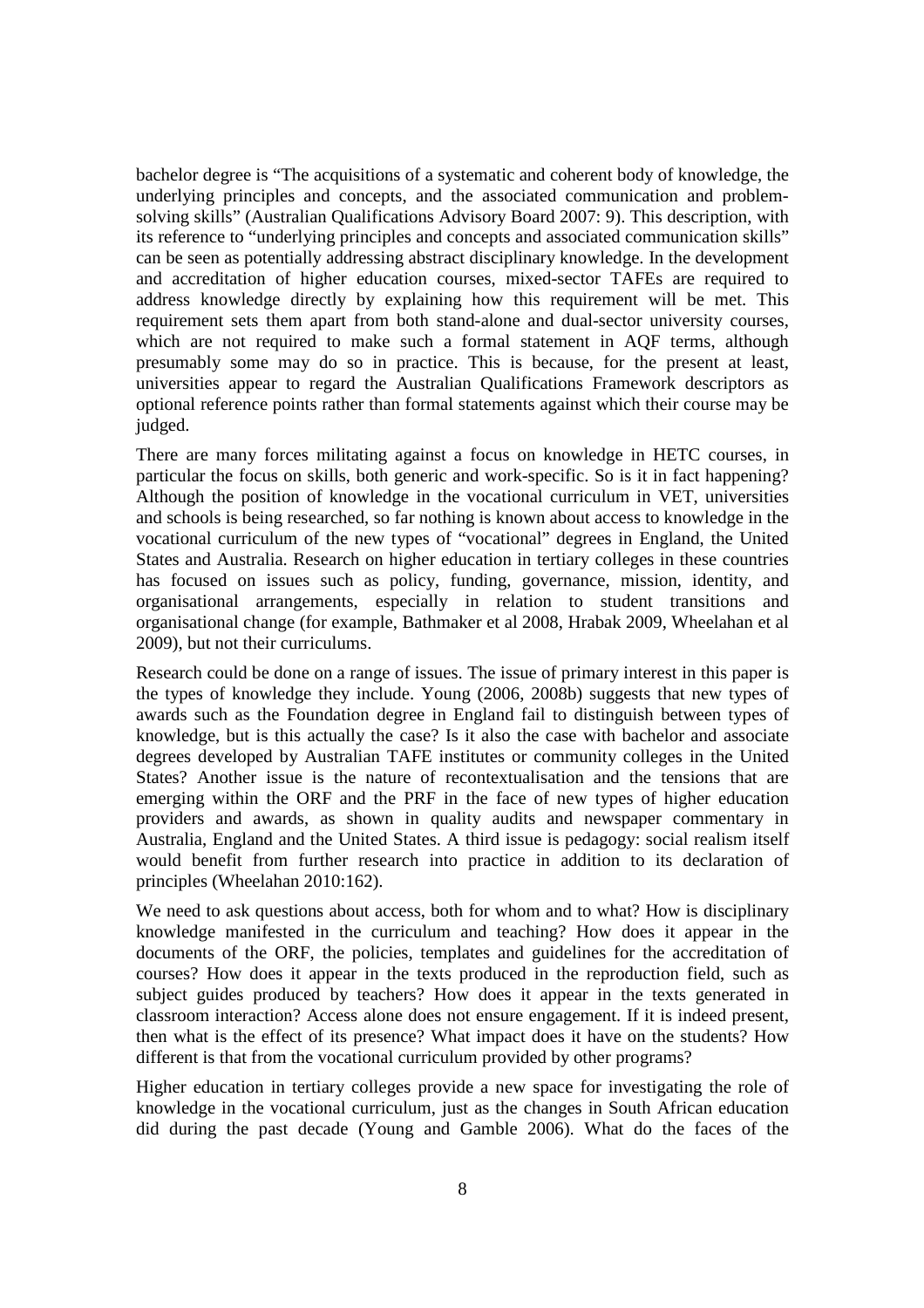bachelor degree is "The acquisitions of a systematic and coherent body of knowledge, the underlying principles and concepts, and the associated communication and problem-solving skills" (Australian Qualifications Advisory Board 2007: 9). This description, with its reference to "underlying principles and concepts and associated communication skills" can be seen as potentially addressing abstract disciplinary knowledge. In the development and accreditation of higher education courses, mixed-sector TAFEs are required to address knowledge directly by explaining how this requirement will be met. This requirement sets them apart from both stand-alone and dual-sector university courses, which are not required to make such a formal statement in AQF terms, although presumably some may do so in practice. This is because, for the present at least, universities appear to regard the Australian Qualifications Framework descriptors as optional reference points rather than formal statements against which their course may be judged.

There are many forces militating against a focus on knowledge in HETC courses, in particular the focus on skills, both generic and work-specific. So is it in fact happening? Although the position of knowledge in the vocational curriculum in VET, universities and schools is being researched, so far nothing is known about access to knowledge in the vocational curriculum of the new types of "vocational" degrees in England, the United States and Australia. Research on higher education in tertiary colleges in these countries has focused on issues such as policy, funding, governance, mission, identity, and organisational arrangements, especially in relation to student transitions and organisational change (for example, Bathmaker et al 2008, Hrabak 2009, Wheelahan et al 2009), but not their curriculums.

Research could be done on a range of issues. The issue of primary interest in this paper is the types of knowledge they include. Young (2006, 2008b) suggests that new types of awards such as the Foundation degree in England fail to distinguish between types of knowledge, but is this actually the case? Is it also the case with bachelor and associate degrees developed by Australian TAFE institutes or community colleges in the United States? Another issue is the nature of recontextualisation and the tensions that are emerging within the ORF and the PRF in the face of new types of higher education providers and awards, as shown in quality audits and newspaper commentary in Australia, England and the United States. A third issue is pedagogy: social realism itself would benefit from further research into practice in addition to its declaration of principles (Wheelahan 2010:162).

We need to ask questions about access, both for whom and to what? How is disciplinary knowledge manifested in the curriculum and teaching? How does it appear in the documents of the ORF, the policies, templates and guidelines for the accreditation of courses? How does it appear in the texts produced in the reproduction field, such as subject guides produced by teachers? How does it appear in the texts generated in classroom interaction? Access alone does not ensure engagement. If it is indeed present, then what is the effect of its presence? What impact does it have on the students? How different is that from the vocational curriculum provided by other programs?

Higher education in tertiary colleges provide a new space for investigating the role of knowledge in the vocational curriculum, just as the changes in South African education did during the past decade (Young and Gamble 2006). What do the faces of the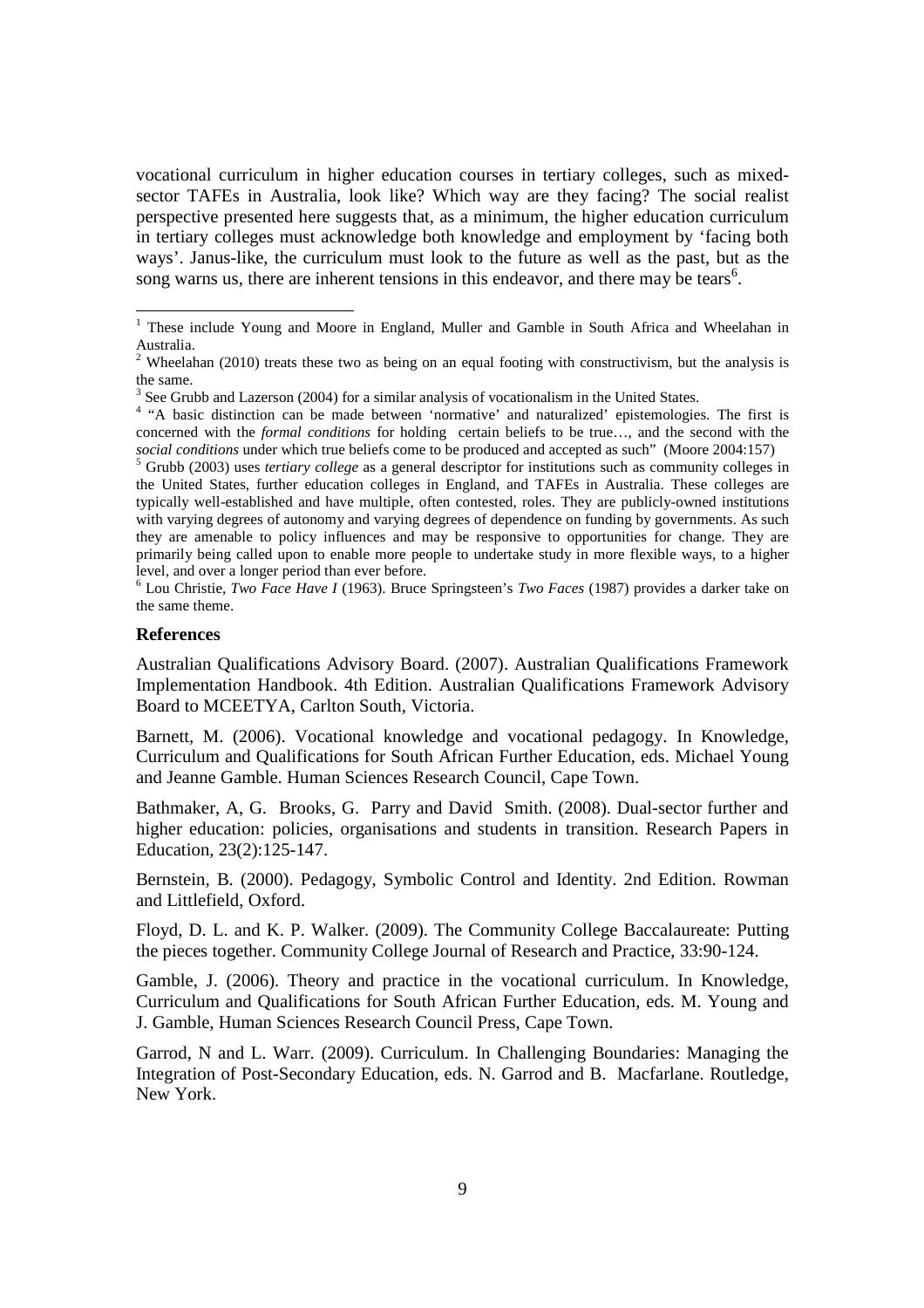vocational curriculum in higher education courses in tertiary colleges, such as mixed-sector TAFEs in Australia, look like? Which way are they facing? The social realist perspective presented here suggests that, as a minimum, the higher education curriculum in tertiary colleges must acknowledge both knowledge and employment by 'facing both ways'. Janus-like, the curriculum must look to the future as well as the past, but as the song warns us, there are inherent tensions in this endeavor, and there may be tears[6].

---

[1] These include Young and Moore in England, Muller and Gamble in South Africa and Wheelahan in Australia.

[2] Wheelahan (2010) treats these two as being on an equal footing with constructivism, but the analysis is the same.

[3] See Grubb and Lazerson (2004) for a similar analysis of vocationalism in the United States.

[4] "A basic distinction can be made between 'normative' and naturalized' epistemologies. The first is concerned with the *formal conditions* for holding certain beliefs to be true…, and the second with the *social conditions* under which true beliefs come to be produced and accepted as such" (Moore 2004:157)

[5] Grubb (2003) uses *tertiary college* as a general descriptor for institutions such as community colleges in the United States, further education colleges in England, and TAFEs in Australia. These colleges are typically well-established and have multiple, often contested, roles. They are publicly-owned institutions with varying degrees of autonomy and varying degrees of dependence on funding by governments. As such they are amenable to policy influences and may be responsive to opportunities for change. They are primarily being called upon to enable more people to undertake study in more flexible ways, to a higher level, and over a longer period than ever before.

[6] Lou Christie, *Two Face Have I* (1963). Bruce Springsteen's *Two Faces* (1987) provides a darker take on the same theme.

### References

Australian Qualifications Advisory Board. (2007). Australian Qualifications Framework Implementation Handbook. 4th Edition. Australian Qualifications Framework Advisory Board to MCEETYA, Carlton South, Victoria.

Barnett, M. (2006). Vocational knowledge and vocational pedagogy. In Knowledge, Curriculum and Qualifications for South African Further Education, eds. Michael Young and Jeanne Gamble. Human Sciences Research Council, Cape Town.

Bathmaker, A, G. Brooks, G. Parry and David Smith. (2008). Dual-sector further and higher education: policies, organisations and students in transition. Research Papers in Education, 23(2):125-147.

Bernstein, B. (2000). Pedagogy, Symbolic Control and Identity. 2nd Edition. Rowman and Littlefield, Oxford.

Floyd, D. L. and K. P. Walker. (2009). The Community College Baccalaureate: Putting the pieces together. Community College Journal of Research and Practice, 33:90-124.

Gamble, J. (2006). Theory and practice in the vocational curriculum. In Knowledge, Curriculum and Qualifications for South African Further Education, eds. M. Young and J. Gamble, Human Sciences Research Council Press, Cape Town.

Garrod, N and L. Warr. (2009). Curriculum. In Challenging Boundaries: Managing the Integration of Post-Secondary Education, eds. N. Garrod and B. Macfarlane. Routledge, New York.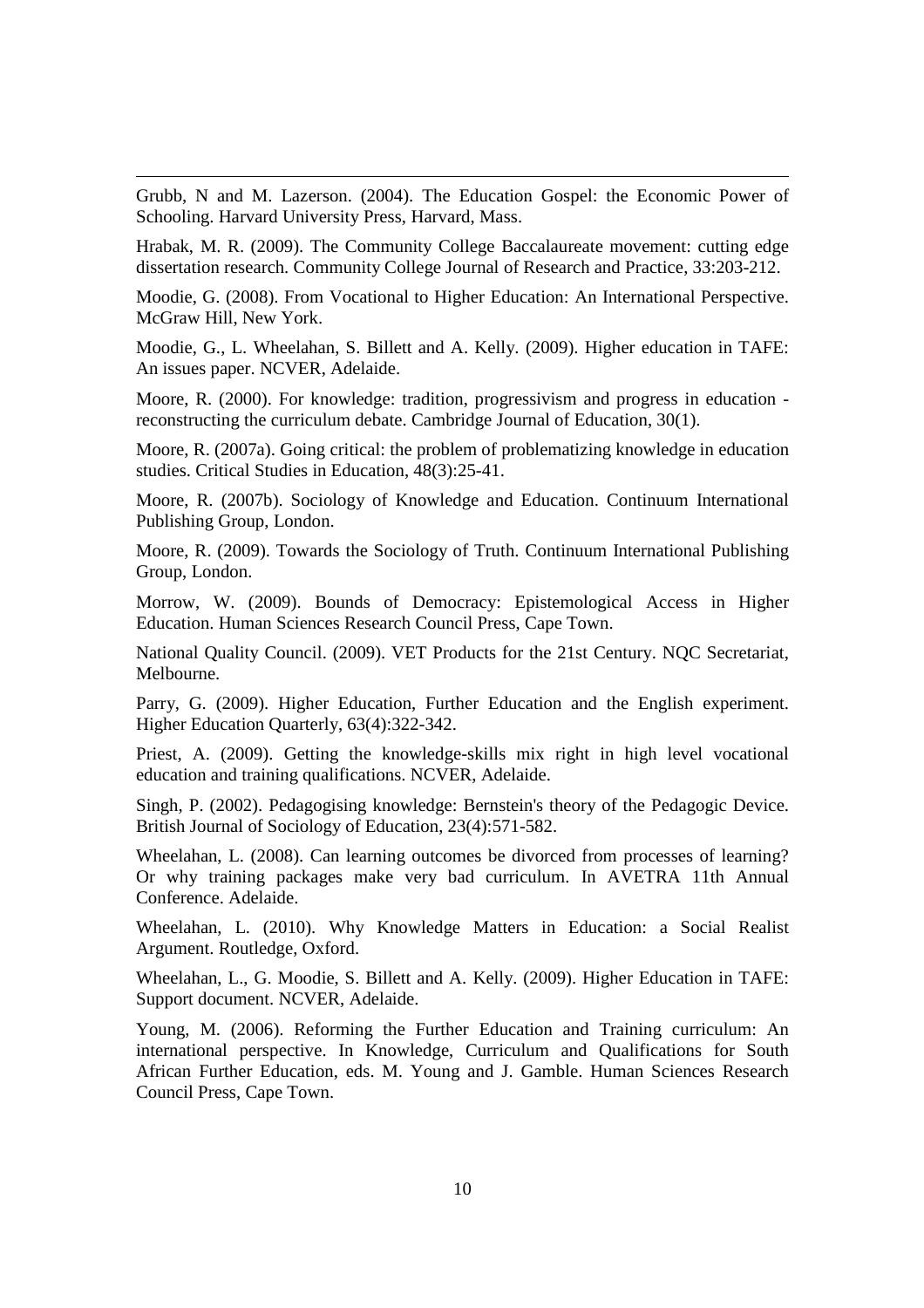Grubb, N and M. Lazerson. (2004). The Education Gospel: the Economic Power of Schooling. Harvard University Press, Harvard, Mass.

Hrabak, M. R. (2009). The Community College Baccalaureate movement: cutting edge dissertation research. Community College Journal of Research and Practice, 33:203-212.

Moodie, G. (2008). From Vocational to Higher Education: An International Perspective. McGraw Hill, New York.

Moodie, G., L. Wheelahan, S. Billett and A. Kelly. (2009). Higher education in TAFE: An issues paper. NCVER, Adelaide.

Moore, R. (2000). For knowledge: tradition, progressivism and progress in education - reconstructing the curriculum debate. Cambridge Journal of Education, 30(1).

Moore, R. (2007a). Going critical: the problem of problematizing knowledge in education studies. Critical Studies in Education, 48(3):25-41.

Moore, R. (2007b). Sociology of Knowledge and Education. Continuum International Publishing Group, London.

Moore, R. (2009). Towards the Sociology of Truth. Continuum International Publishing Group, London.

Morrow, W. (2009). Bounds of Democracy: Epistemological Access in Higher Education. Human Sciences Research Council Press, Cape Town.

National Quality Council. (2009). VET Products for the 21st Century. NQC Secretariat, Melbourne.

Parry, G. (2009). Higher Education, Further Education and the English experiment. Higher Education Quarterly, 63(4):322-342.

Priest, A. (2009). Getting the knowledge-skills mix right in high level vocational education and training qualifications. NCVER, Adelaide.

Singh, P. (2002). Pedagogising knowledge: Bernstein's theory of the Pedagogic Device. British Journal of Sociology of Education, 23(4):571-582.

Wheelahan, L. (2008). Can learning outcomes be divorced from processes of learning? Or why training packages make very bad curriculum. In AVETRA 11th Annual Conference. Adelaide.

Wheelahan, L. (2010). Why Knowledge Matters in Education: a Social Realist Argument. Routledge, Oxford.

Wheelahan, L., G. Moodie, S. Billett and A. Kelly. (2009). Higher Education in TAFE: Support document. NCVER, Adelaide.

Young, M. (2006). Reforming the Further Education and Training curriculum: An international perspective. In Knowledge, Curriculum and Qualifications for South African Further Education, eds. M. Young and J. Gamble. Human Sciences Research Council Press, Cape Town.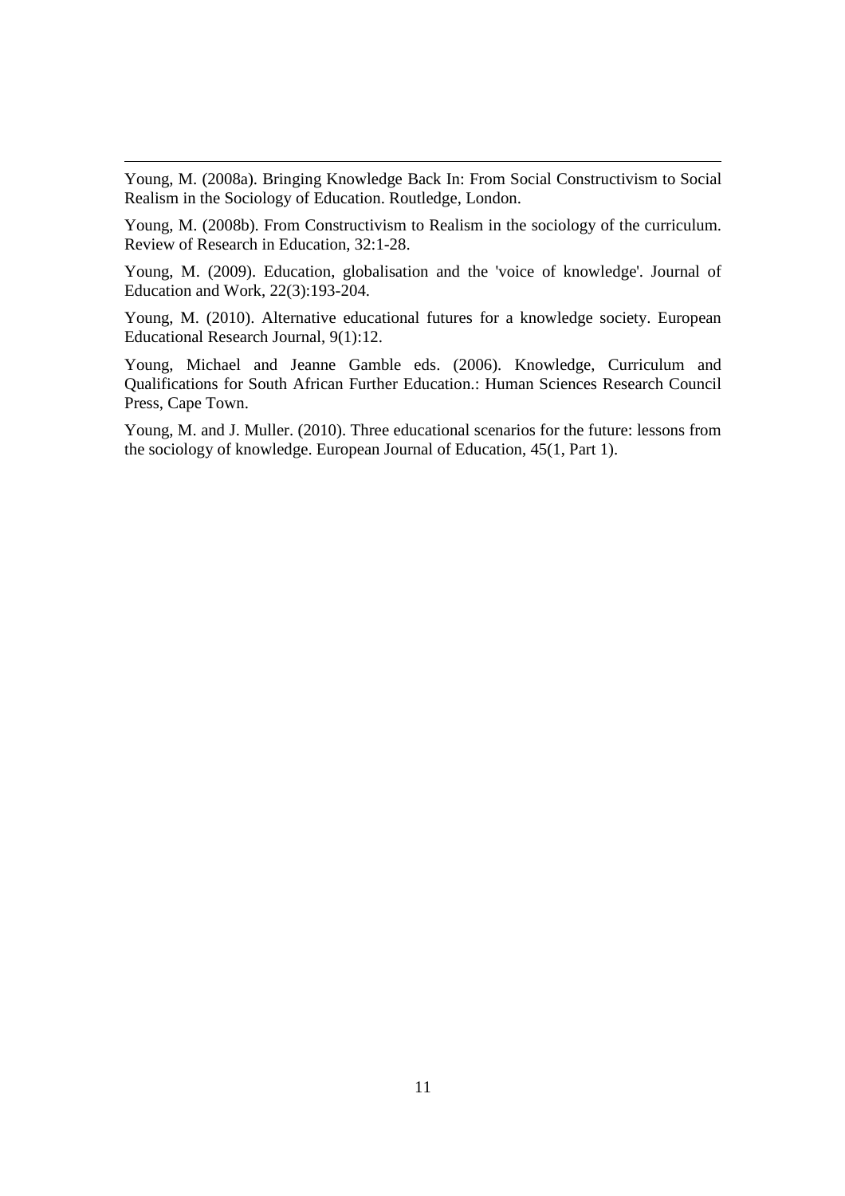Young, M. (2008a). Bringing Knowledge Back In: From Social Constructivism to Social Realism in the Sociology of Education. Routledge, London.

Young, M. (2008b). From Constructivism to Realism in the sociology of the curriculum. Review of Research in Education, 32:1-28.

Young, M. (2009). Education, globalisation and the 'voice of knowledge'. Journal of Education and Work, 22(3):193-204.

Young, M. (2010). Alternative educational futures for a knowledge society. European Educational Research Journal, 9(1):12.

Young, Michael and Jeanne Gamble eds. (2006). Knowledge, Curriculum and Qualifications for South African Further Education.: Human Sciences Research Council Press, Cape Town.

Young, M. and J. Muller. (2010). Three educational scenarios for the future: lessons from the sociology of knowledge. European Journal of Education, 45(1, Part 1).